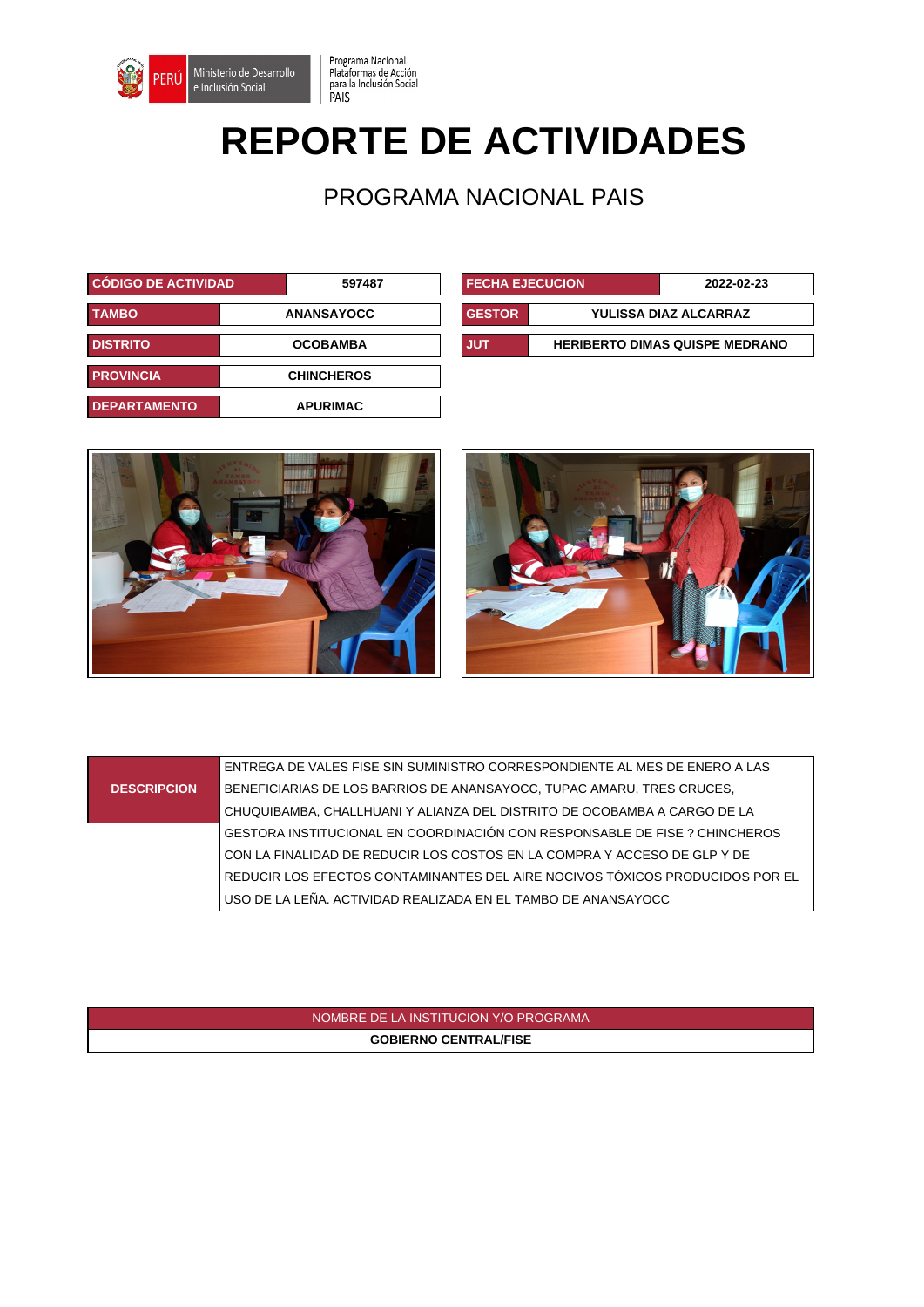Ministerio de Desarrollo e Inclusión Social | Programa Nacional Plataformas de Acción para la Inclusión Social PAIS

# REPORTE DE ACTIVIDADES

## PROGRAMA NACIONAL PAIS

| CÓDIGO DE ACTIVIDAD | 597487 |
|---|---|
| TAMBO | ANANSAYOCC |
| DISTRITO | OCOBAMBA |
| PROVINCIA | CHINCHEROS |
| DEPARTAMENTO | APURIMAC |

| FECHA EJECUCION | 2022-02-23 |
|---|---|
| GESTOR | YULISSA DIAZ ALCARRAZ |
| JUT | HERIBERTO DIMAS QUISPE MEDRANO |

| DESCRIPCION | ENTREGA DE VALES FISE SIN SUMINISTRO CORRESPONDIENTE AL MES DE ENERO A LAS BENEFICIARIAS DE LOS BARRIOS DE ANANSAYOCC, TUPAC AMARU, TRES CRUCES, CHUQUIBAMBA, CHALLHUANI Y ALIANZA DEL DISTRITO DE OCOBAMBA A CARGO DE LA GESTORA INSTITUCIONAL EN COORDINACIÓN CON RESPONSABLE DE FISE ? CHINCHEROS CON LA FINALIDAD DE REDUCIR LOS COSTOS EN LA COMPRA Y ACCESO DE GLP Y DE REDUCIR LOS EFECTOS CONTAMINANTES DEL AIRE NOCIVOS TÓXICOS PRODUCIDOS POR EL USO DE LA LEÑA. ACTIVIDAD REALIZADA EN EL TAMBO DE ANANSAYOCC |
|---|---|

| NOMBRE DE LA INSTITUCION Y/O PROGRAMA |
|---|
| GOBIERNO CENTRAL/FISE |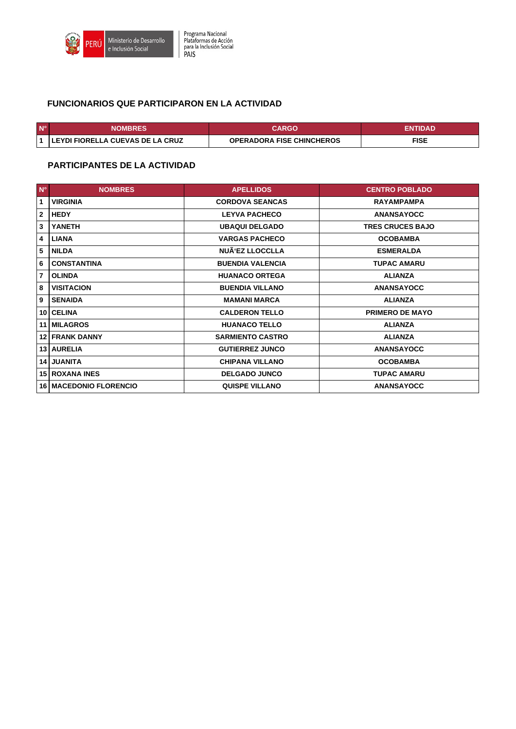## FUNCIONARIOS QUE PARTICIPARON EN LA ACTIVIDAD

| N° | NOMBRES | CARGO | ENTIDAD |
|---|---|---|---|
| 1 | LEYDI FIORELLA CUEVAS DE LA CRUZ | OPERADORA FISE CHINCHEROS | FISE |

## PARTICIPANTES DE LA ACTIVIDAD

| N° | NOMBRES | APELLIDOS | CENTRO POBLADO |
|---|---|---|---|
| 1 | VIRGINIA | CORDOVA SEANCAS | RAYAMPAMPA |
| 2 | HEDY | LEYVA PACHECO | ANANSAYOCC |
| 3 | YANETH | UBAQUI DELGADO | TRES CRUCES BAJO |
| 4 | LIANA | VARGAS PACHECO | OCOBAMBA |
| 5 | NILDA | NUÃ‘EZ LLOCCLLA | ESMERALDA |
| 6 | CONSTANTINA | BUENDIA VALENCIA | TUPAC AMARU |
| 7 | OLINDA | HUANACO ORTEGA | ALIANZA |
| 8 | VISITACION | BUENDIA VILLANO | ANANSAYOCC |
| 9 | SENAIDA | MAMANI MARCA | ALIANZA |
| 10 | CELINA | CALDERON TELLO | PRIMERO DE MAYO |
| 11 | MILAGROS | HUANACO TELLO | ALIANZA |
| 12 | FRANK DANNY | SARMIENTO CASTRO | ALIANZA |
| 13 | AURELIA | GUTIERREZ JUNCO | ANANSAYOCC |
| 14 | JUANITA | CHIPANA VILLANO | OCOBAMBA |
| 15 | ROXANA INES | DELGADO JUNCO | TUPAC AMARU |
| 16 | MACEDONIO FLORENCIO | QUISPE VILLANO | ANANSAYOCC |